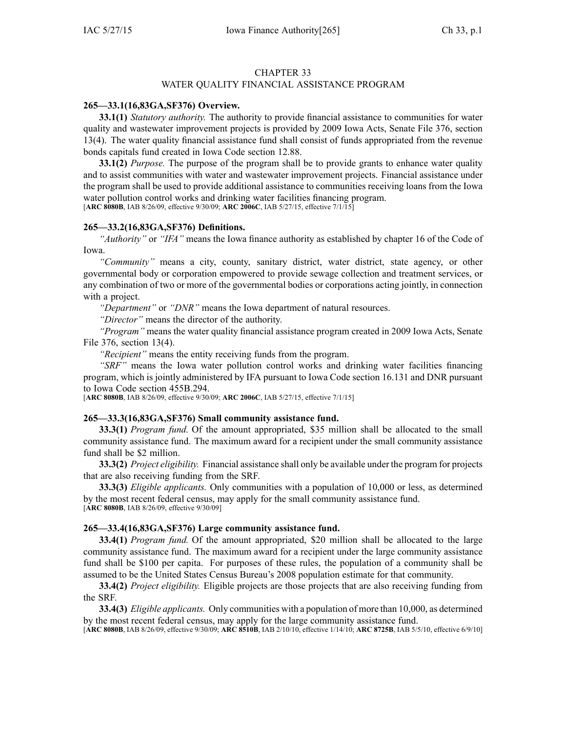# CHAPTER 33
## WATER QUALITY FINANCIAL ASSISTANCE PROGRAM

**265—33.1(16,83GA,SF376) Overview.**

**33.1(1)** *Statutory authority.* The authority to provide financial assistance to communities for water quality and wastewater improvement projects is provided by 2009 Iowa Acts, Senate File 376, section 13(4). The water quality financial assistance fund shall consist of funds appropriated from the revenue bonds capitals fund created in Iowa Code section 12.88.

**33.1(2)** *Purpose.* The purpose of the program shall be to provide grants to enhance water quality and to assist communities with water and wastewater improvement projects. Financial assistance under the program shall be used to provide additional assistance to communities receiving loans from the Iowa water pollution control works and drinking water facilities financing program.

[**ARC 8080B**, IAB 8/26/09, effective 9/30/09; **ARC 2006C**, IAB 5/27/15, effective 7/1/15]

**265—33.2(16,83GA,SF376) Definitions.**

*"Authority"* or *"IFA"* means the Iowa finance authority as established by chapter 16 of the Code of Iowa.

*"Community"* means a city, county, sanitary district, water district, state agency, or other governmental body or corporation empowered to provide sewage collection and treatment services, or any combination of two or more of the governmental bodies or corporations acting jointly, in connection with a project.

*"Department"* or *"DNR"* means the Iowa department of natural resources.

*"Director"* means the director of the authority.

*"Program"* means the water quality financial assistance program created in 2009 Iowa Acts, Senate File 376, section 13(4).

*"Recipient"* means the entity receiving funds from the program.

*"SRF"* means the Iowa water pollution control works and drinking water facilities financing program, which is jointly administered by IFA pursuant to Iowa Code section 16.131 and DNR pursuant to Iowa Code section 455B.294.

[**ARC 8080B**, IAB 8/26/09, effective 9/30/09; **ARC 2006C**, IAB 5/27/15, effective 7/1/15]

**265—33.3(16,83GA,SF376) Small community assistance fund.**

**33.3(1)** *Program fund.* Of the amount appropriated, $35 million shall be allocated to the small community assistance fund. The maximum award for a recipient under the small community assistance fund shall be $2 million.

**33.3(2)** *Project eligibility.* Financial assistance shall only be available under the program for projects that are also receiving funding from the SRF.

**33.3(3)** *Eligible applicants.* Only communities with a population of 10,000 or less, as determined by the most recent federal census, may apply for the small community assistance fund.

[**ARC 8080B**, IAB 8/26/09, effective 9/30/09]

**265—33.4(16,83GA,SF376) Large community assistance fund.**

**33.4(1)** *Program fund.* Of the amount appropriated, $20 million shall be allocated to the large community assistance fund. The maximum award for a recipient under the large community assistance fund shall be $100 per capita. For purposes of these rules, the population of a community shall be assumed to be the United States Census Bureau's 2008 population estimate for that community.

**33.4(2)** *Project eligibility.* Eligible projects are those projects that are also receiving funding from the SRF.

**33.4(3)** *Eligible applicants.* Only communities with a population of more than 10,000, as determined by the most recent federal census, may apply for the large community assistance fund.

[**ARC 8080B**, IAB 8/26/09, effective 9/30/09; **ARC 8510B**, IAB 2/10/10, effective 1/14/10; **ARC 8725B**, IAB 5/5/10, effective 6/9/10]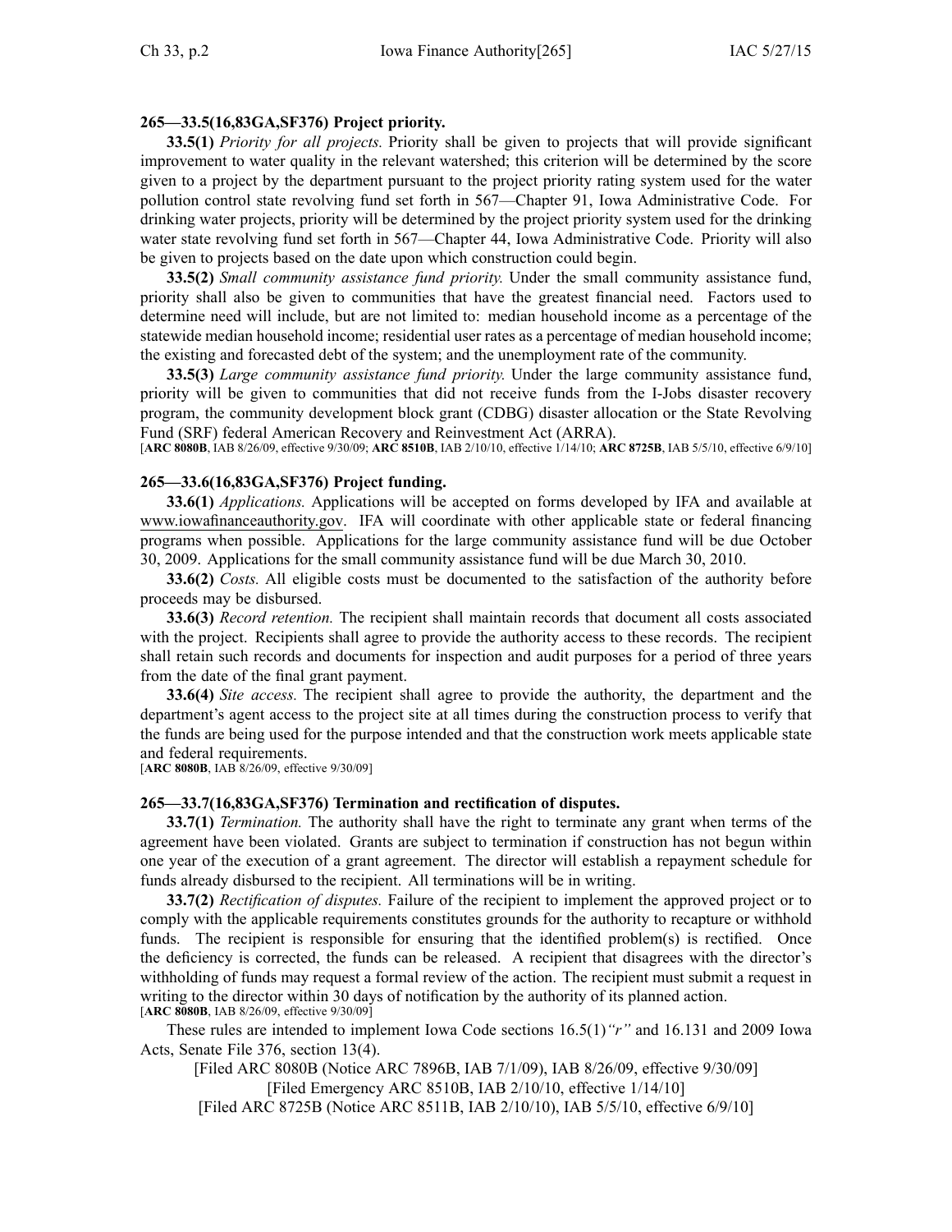**265—33.5(16,83GA,SF376) Project priority.**

**33.5(1)** *Priority for all projects.* Priority shall be given to projects that will provide significant improvement to water quality in the relevant watershed; this criterion will be determined by the score given to a project by the department pursuant to the project priority rating system used for the water pollution control state revolving fund set forth in 567—Chapter 91, Iowa Administrative Code. For drinking water projects, priority will be determined by the project priority system used for the drinking water state revolving fund set forth in 567—Chapter 44, Iowa Administrative Code. Priority will also be given to projects based on the date upon which construction could begin.

**33.5(2)** *Small community assistance fund priority.* Under the small community assistance fund, priority shall also be given to communities that have the greatest financial need. Factors used to determine need will include, but are not limited to: median household income as a percentage of the statewide median household income; residential user rates as a percentage of median household income; the existing and forecasted debt of the system; and the unemployment rate of the community.

**33.5(3)** *Large community assistance fund priority.* Under the large community assistance fund, priority will be given to communities that did not receive funds from the I-Jobs disaster recovery program, the community development block grant (CDBG) disaster allocation or the State Revolving Fund (SRF) federal American Recovery and Reinvestment Act (ARRA).

[**ARC 8080B**, IAB 8/26/09, effective 9/30/09; **ARC 8510B**, IAB 2/10/10, effective 1/14/10; **ARC 8725B**, IAB 5/5/10, effective 6/9/10]

**265—33.6(16,83GA,SF376) Project funding.**

**33.6(1)** *Applications.* Applications will be accepted on forms developed by IFA and available at www.iowafinanceauthority.gov. IFA will coordinate with other applicable state or federal financing programs when possible. Applications for the large community assistance fund will be due October 30, 2009. Applications for the small community assistance fund will be due March 30, 2010.

**33.6(2)** *Costs.* All eligible costs must be documented to the satisfaction of the authority before proceeds may be disbursed.

**33.6(3)** *Record retention.* The recipient shall maintain records that document all costs associated with the project. Recipients shall agree to provide the authority access to these records. The recipient shall retain such records and documents for inspection and audit purposes for a period of three years from the date of the final grant payment.

**33.6(4)** *Site access.* The recipient shall agree to provide the authority, the department and the department's agent access to the project site at all times during the construction process to verify that the funds are being used for the purpose intended and that the construction work meets applicable state and federal requirements.

[**ARC 8080B**, IAB 8/26/09, effective 9/30/09]

**265—33.7(16,83GA,SF376) Termination and rectification of disputes.**

**33.7(1)** *Termination.* The authority shall have the right to terminate any grant when terms of the agreement have been violated. Grants are subject to termination if construction has not begun within one year of the execution of a grant agreement. The director will establish a repayment schedule for funds already disbursed to the recipient. All terminations will be in writing.

**33.7(2)** *Rectification of disputes.* Failure of the recipient to implement the approved project or to comply with the applicable requirements constitutes grounds for the authority to recapture or withhold funds. The recipient is responsible for ensuring that the identified problem(s) is rectified. Once the deficiency is corrected, the funds can be released. A recipient that disagrees with the director's withholding of funds may request a formal review of the action. The recipient must submit a request in writing to the director within 30 days of notification by the authority of its planned action.

[**ARC 8080B**, IAB 8/26/09, effective 9/30/09]

These rules are intended to implement Iowa Code sections 16.5(1)*"r"* and 16.131 and 2009 Iowa Acts, Senate File 376, section 13(4).

[Filed ARC 8080B (Notice ARC 7896B, IAB 7/1/09), IAB 8/26/09, effective 9/30/09]

[Filed Emergency ARC 8510B, IAB 2/10/10, effective 1/14/10]

[Filed ARC 8725B (Notice ARC 8511B, IAB 2/10/10), IAB 5/5/10, effective 6/9/10]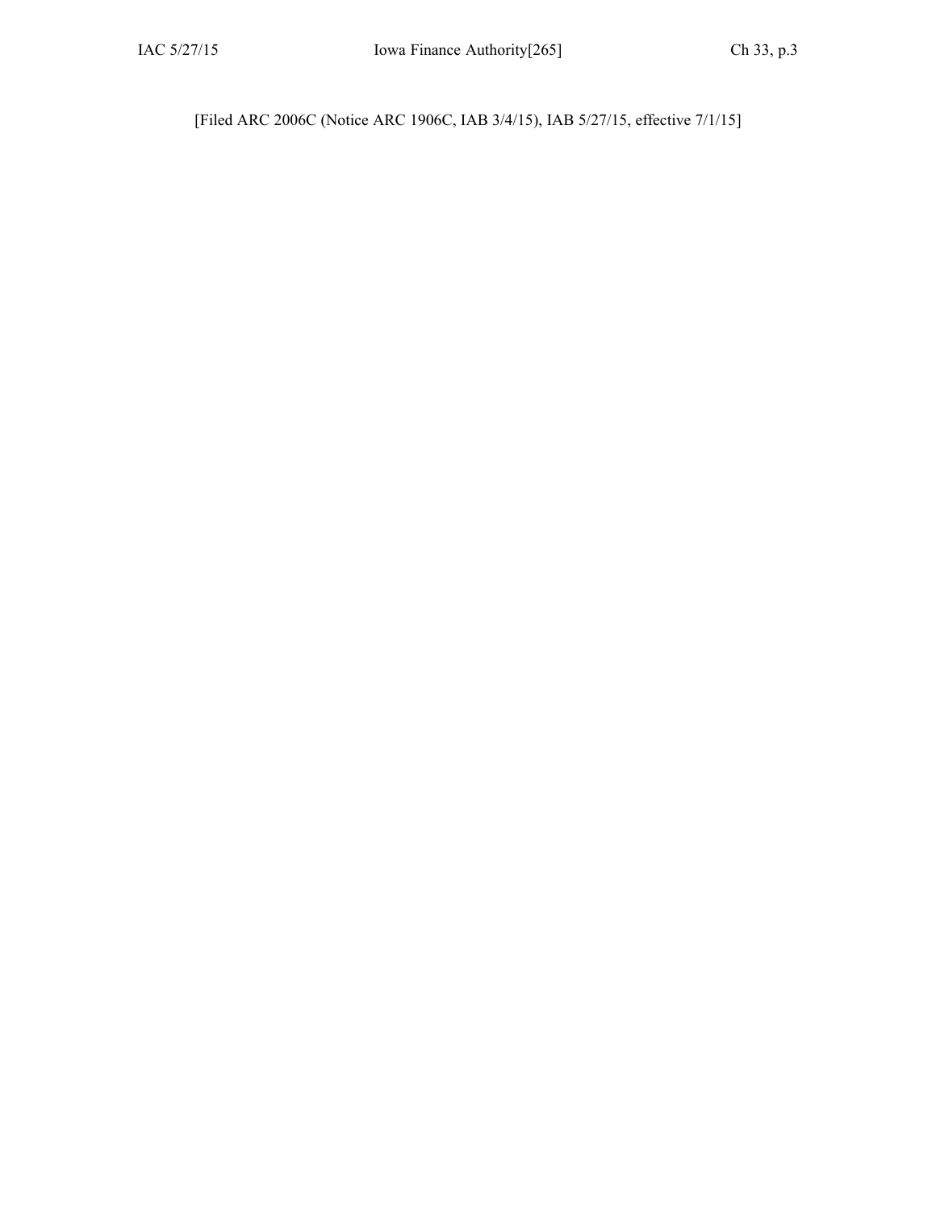[Filed ARC 2006C (Notice ARC 1906C, IAB 3/4/15), IAB 5/27/15, effective 7/1/15]